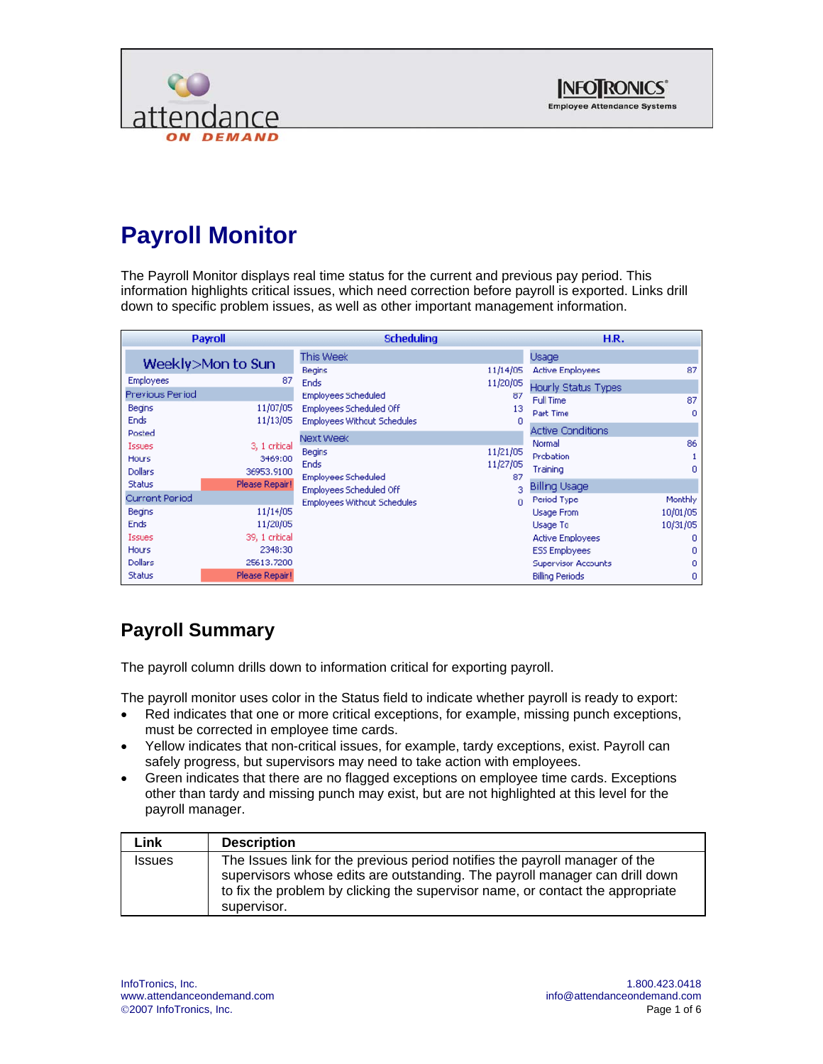# Payroll Monitor

The Payroll Monitor displays real time status for the current and previous pay period. This information highlights critical issues, which need correction before payroll is exported. Links drill down to specific problem issues, as well as other important management information.

| Payroll | | Scheduling | | H.R. | |
|---|---|---|---|---|---|
| Weekly>Mon to Sun | | This Week | | Usage | |
| Employees | 87 | Begins | 11/14/05 | Active Employees | 87 |
| Previous Period | | Ends | 11/20/05 | Hourly Status Types | |
| Begins | 11/07/05 | Employees Scheduled | 87 | Full Time | 87 |
| Ends | 11/13/05 | Employees Scheduled Off | 13 | Part Time | 0 |
| Posted | | Employees Without Schedules | 0 | Active Conditions | |
| Issues | 3, 1 critical | Next Week | | Normal | 86 |
| Hours | 3469:00 | Begins | 11/21/05 | Probation | 1 |
| Dollars | 36953.9100 | Ends | 11/27/05 | Training | 0 |
| Status | Please Repair! | Employees Scheduled | 87 | Billing Usage | |
| Current Period | | Employees Scheduled Off | 3 | Period Type | Monthly |
| Begins | 11/14/05 | Employees Without Schedules | 0 | Usage From | 10/01/05 |
| Ends | 11/20/05 | | | Usage To | 10/31/05 |
| Issues | 39, 1 critical | | | Active Employees | 0 |
| Hours | 2348:30 | | | ESS Employees | 0 |
| Dollars | 25613.7200 | | | Supervisor Accounts | 0 |
| Status | Please Repair! | | | Billing Periods | 0 |

## Payroll Summary

The payroll column drills down to information critical for exporting payroll.

The payroll monitor uses color in the Status field to indicate whether payroll is ready to export:

- Red indicates that one or more critical exceptions, for example, missing punch exceptions, must be corrected in employee time cards.
- Yellow indicates that non-critical issues, for example, tardy exceptions, exist. Payroll can safely progress, but supervisors may need to take action with employees.
- Green indicates that there are no flagged exceptions on employee time cards. Exceptions other than tardy and missing punch may exist, but are not highlighted at this level for the payroll manager.

| Link | Description |
|---|---|
| Issues | The Issues link for the previous period notifies the payroll manager of the supervisors whose edits are outstanding. The payroll manager can drill down to fix the problem by clicking the supervisor name, or contact the appropriate supervisor. |

InfoTronics, Inc.
www.attendanceondemand.com
©2007 InfoTronics, Inc.

1.800.423.0418
info@attendanceondemand.com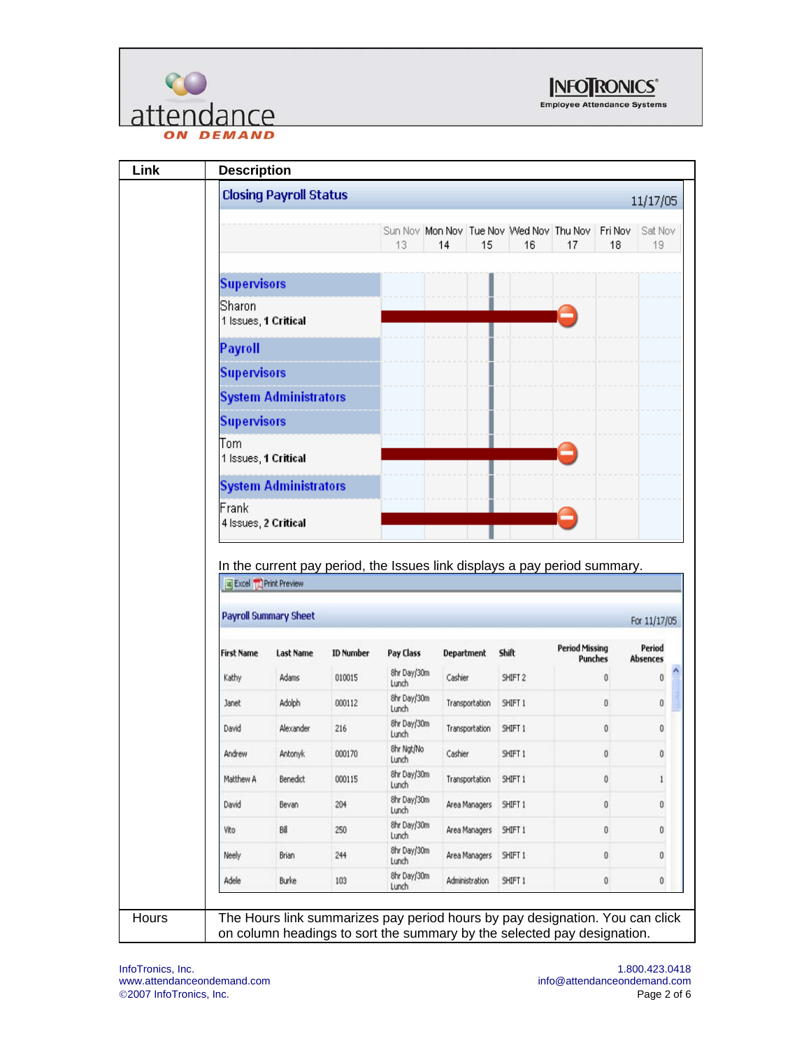| Link | Description |
|---|---|
| | **Closing Payroll Status** 11/17/05<br><br>Sun Nov 13 / Mon Nov 14 / Tue Nov 15 / Wed Nov 16 / Thu Nov 17 / Fri Nov 18 / Sat Nov 19<br><br>**Supervisors**<br>Sharon — 1 Issues, **1 Critical**<br>**Payroll**<br>**Supervisors**<br>**System Administrators**<br>**Supervisors**<br>Tom — 1 Issues, **1 Critical**<br>**System Administrators**<br>Frank — 4 Issues, **2 Critical**<br><br>In the current pay period, the Issues link displays a pay period summary.<br><br>Excel / Print Preview<br><br>**Payroll Summary Sheet** For 11/17/05 |

| First Name | Last Name | ID Number | Pay Class | Department | Shift | Period Missing Punches | Period Absences |
|---|---|---|---|---|---|---|---|
| Kathy | Adams | 010015 | 8hr Day/30m Lunch | Cashier | SHIFT 2 | 0 | 0 |
| Janet | Adolph | 000112 | 8hr Day/30m Lunch | Transportation | SHIFT 1 | 0 | 0 |
| David | Alexander | 216 | 8hr Day/30m Lunch | Transportation | SHIFT 1 | 0 | 0 |
| Andrew | Antonyk | 000170 | 8hr Ngt/No Lunch | Cashier | SHIFT 1 | 0 | 0 |
| Matthew A | Benedict | 000115 | 8hr Day/30m Lunch | Transportation | SHIFT 1 | 0 | 1 |
| David | Bevan | 204 | 8hr Day/30m Lunch | Area Managers | SHIFT 1 | 0 | 0 |
| Vito | Bill | 250 | 8hr Day/30m Lunch | Area Managers | SHIFT 1 | 0 | 0 |
| Neely | Brian | 244 | 8hr Day/30m Lunch | Area Managers | SHIFT 1 | 0 | 0 |
| Adele | Burke | 103 | 8hr Day/30m Lunch | Administration | SHIFT 1 | 0 | 0 |

| Link | Description |
|---|---|
| Hours | The Hours link summarizes pay period hours by pay designation. You can click on column headings to sort the summary by the selected pay designation. |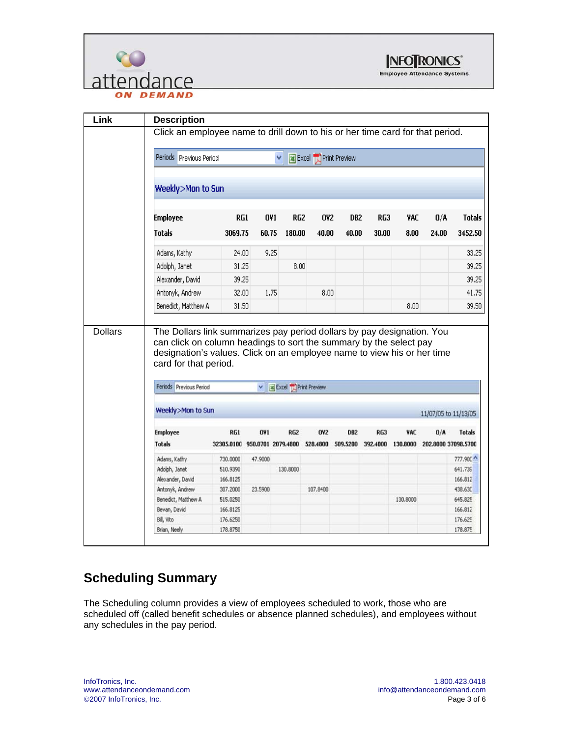| Link | Description |
|---|---|
| | Click an employee name to drill down to his or her time card for that period. |
| Dollars | The Dollars link summarizes pay period dollars by pay designation. You can click on column headings to sort the summary by the select pay designation's values. Click on an employee name to view his or her time card for that period. |

Periods: Previous Period | Excel | Print Preview

Weekly>Mon to Sun

| Employee | RG1 | OV1 | RG2 | OV2 | DB2 | RG3 | VAC | O/A | Totals |
|---|---|---|---|---|---|---|---|---|---|
| Totals | 3069.75 | 60.75 | 180.00 | 40.00 | 40.00 | 30.00 | 8.00 | 24.00 | 3452.50 |
| Adams, Kathy | 24.00 | 9.25 | | | | | | | 33.25 |
| Adolph, Janet | 31.25 | | 8.00 | | | | | | 39.25 |
| Alexander, David | 39.25 | | | | | | | | 39.25 |
| Antonyk, Andrew | 32.00 | 1.75 | | 8.00 | | | | | 41.75 |
| Benedict, Matthew A | 31.50 | | | | | | 8.00 | | 39.50 |

Periods: Previous Period | Excel | Print Preview

Weekly>Mon to Sun — 11/07/05 to 11/13/05

| Employee | RG1 | OV1 | RG2 | OV2 | DB2 | RG3 | VAC | O/A | Totals |
|---|---|---|---|---|---|---|---|---|---|
| Totals | 32305.0100 | 950.0701 | 2079.4800 | 528.4800 | 509.5200 | 392.4000 | 130.8000 | 202.8000 | 37098.5700 |
| Adams, Kathy | 730.0000 | 47.9000 | | | | | | | 777.900 |
| Adolph, Janet | 510.9390 | | 130.8000 | | | | | | 641.739 |
| Alexander, David | 166.8125 | | | | | | | | 166.812 |
| Antonyk, Andrew | 307.2000 | 23.5900 | | 107.8400 | | | | | 438.630 |
| Benedict, Matthew A | 515.0250 | | | | | | 130.8000 | | 645.825 |
| Bevan, David | 166.8125 | | | | | | | | 166.812 |
| Bill, Vito | 176.6250 | | | | | | | | 176.625 |
| Brian, Neely | 178.8750 | | | | | | | | 178.875 |

## Scheduling Summary

The Scheduling column provides a view of employees scheduled to work, those who are scheduled off (called benefit schedules or absence planned schedules), and employees without any schedules in the pay period.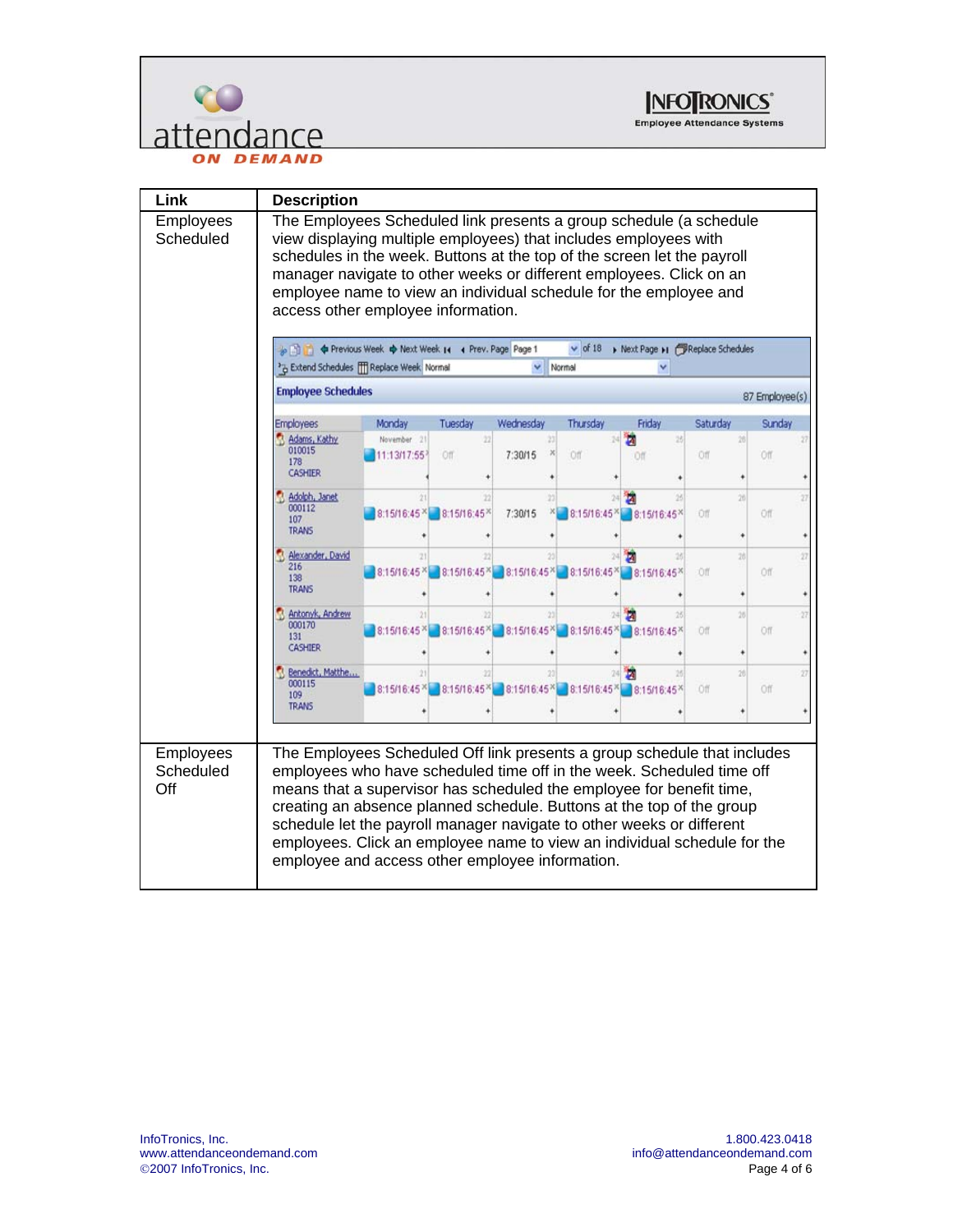| Link | Description |
| --- | --- |
| Employees Scheduled | The Employees Scheduled link presents a group schedule (a schedule view displaying multiple employees) that includes employees with schedules in the week. Buttons at the top of the screen let the payroll manager navigate to other weeks or different employees. Click on an employee name to view an individual schedule for the employee and access other employee information. |
| Employees Scheduled Off | The Employees Scheduled Off link presents a group schedule that includes employees who have scheduled time off in the week. Scheduled time off means that a supervisor has scheduled the employee for benefit time, creating an absence planned schedule. Buttons at the top of the group schedule let the payroll manager navigate to other weeks or different employees. Click an employee name to view an individual schedule for the employee and access other employee information. |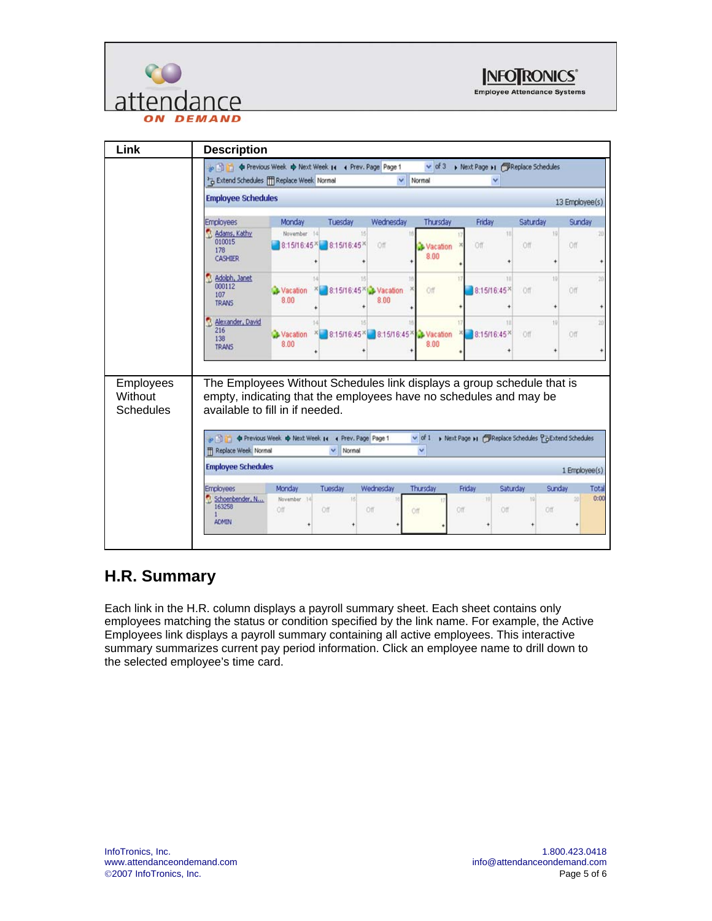| Link | Description |
|---|---|
| | |
| Employees Without Schedules | The Employees Without Schedules link displays a group schedule that is empty, indicating that the employees have no schedules and may be available to fill in if needed. |

## H.R. Summary

Each link in the H.R. column displays a payroll summary sheet. Each sheet contains only employees matching the status or condition specified by the link name. For example, the Active Employees link displays a payroll summary containing all active employees. This interactive summary summarizes current pay period information. Click an employee name to drill down to the selected employee's time card.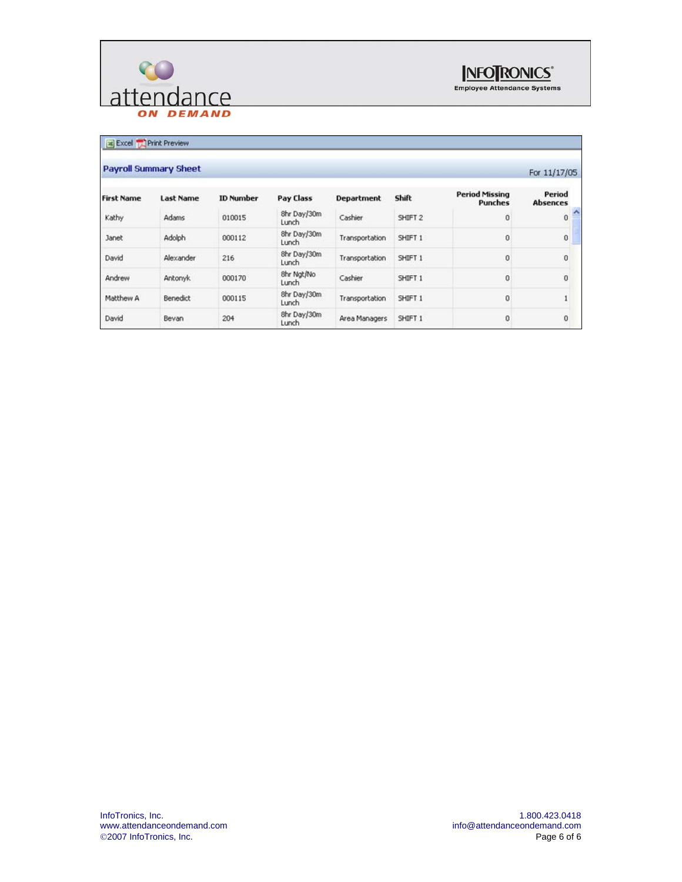Excel Print Preview

**Payroll Summary Sheet**

For 11/17/05

| First Name | Last Name | ID Number | Pay Class | Department | Shift | Period Missing Punches | Period Absences |
|---|---|---|---|---|---|---|---|
| Kathy | Adams | 010015 | 8hr Day/30m Lunch | Cashier | SHIFT 2 | 0 | 0 |
| Janet | Adolph | 000112 | 8hr Day/30m Lunch | Transportation | SHIFT 1 | 0 | 0 |
| David | Alexander | 216 | 8hr Day/30m Lunch | Transportation | SHIFT 1 | 0 | 0 |
| Andrew | Antonyk | 000170 | 8hr Ngt/No Lunch | Cashier | SHIFT 1 | 0 | 0 |
| Matthew A | Benedict | 000115 | 8hr Day/30m Lunch | Transportation | SHIFT 1 | 0 | 1 |
| David | Bevan | 204 | 8hr Day/30m Lunch | Area Managers | SHIFT 1 | 0 | 0 |